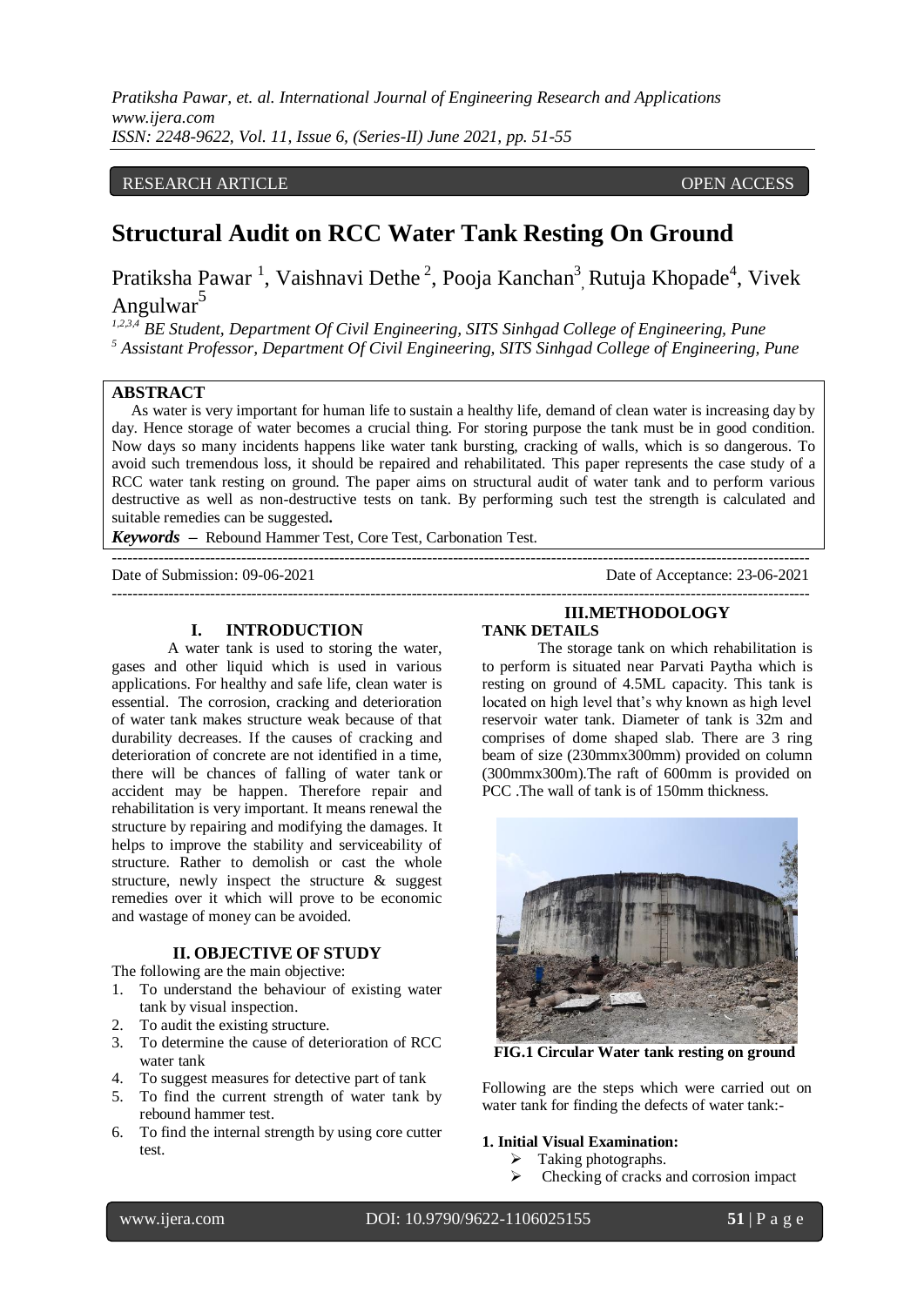RESEARCH ARTICLE OPEN ACCESS

# Structural Audit on RCC Water Tank Resting On Ground

Pratiksha Pawar [1], Vaishnavi Dethe [2], Pooja Kanchan[3], Rutuja Khopade[4], Vivek Angulwar[5]

[1,2,3,4] BE Student, Department Of Civil Engineering, SITS Sinhgad College of Engineering, Pune
[5] Assistant Professor, Department Of Civil Engineering, SITS Sinhgad College of Engineering, Pune

## ABSTRACT

As water is very important for human life to sustain a healthy life, demand of clean water is increasing day by day. Hence storage of water becomes a crucial thing. For storing purpose the tank must be in good condition. Now days so many incidents happens like water tank bursting, cracking of walls, which is so dangerous. To avoid such tremendous loss, it should be repaired and rehabilitated. This paper represents the case study of a RCC water tank resting on ground. The paper aims on structural audit of water tank and to perform various destructive as well as non-destructive tests on tank. By performing such test the strength is calculated and suitable remedies can be suggested**.**

***Keywords*** – Rebound Hammer Test, Core Test, Carbonation Test.

Date of Submission: 09-06-2021 Date of Acceptance: 23-06-2021

## I. INTRODUCTION

A water tank is used to storing the water, gases and other liquid which is used in various applications. For healthy and safe life, clean water is essential. The corrosion, cracking and deterioration of water tank makes structure weak because of that durability decreases. If the causes of cracking and deterioration of concrete are not identified in a time, there will be chances of falling of water tank or accident may be happen. Therefore repair and rehabilitation is very important. It means renewal the structure by repairing and modifying the damages. It helps to improve the stability and serviceability of structure. Rather to demolish or cast the whole structure, newly inspect the structure & suggest remedies over it which will prove to be economic and wastage of money can be avoided.

## II. OBJECTIVE OF STUDY

The following are the main objective:

1. To understand the behaviour of existing water tank by visual inspection.
2. To audit the existing structure.
3. To determine the cause of deterioration of RCC water tank
4. To suggest measures for detective part of tank
5. To find the current strength of water tank by rebound hammer test.
6. To find the internal strength by using core cutter test.

## III. METHODOLOGY

**TANK DETAILS**

The storage tank on which rehabilitation is to perform is situated near Parvati Paytha which is resting on ground of 4.5ML capacity. This tank is located on high level that's why known as high level reservoir water tank. Diameter of tank is 32m and comprises of dome shaped slab. There are 3 ring beam of size (230mmx300mm) provided on column (300mmx300m).The raft of 600mm is provided on PCC .The wall of tank is of 150mm thickness.

**FIG.1 Circular Water tank resting on ground**

Following are the steps which were carried out on water tank for finding the defects of water tank:-

**1. Initial Visual Examination:**

- Taking photographs.
- Checking of cracks and corrosion impact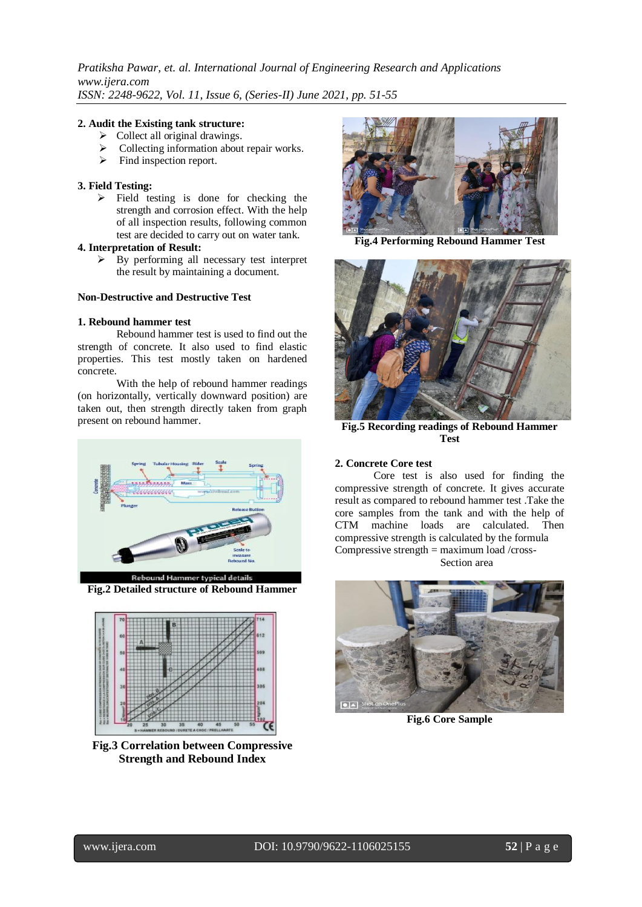**2. Audit the Existing tank structure:**

- Collect all original drawings.
- Collecting information about repair works.
- Find inspection report.

**3. Field Testing:**

- Field testing is done for checking the strength and corrosion effect. With the help of all inspection results, following common test are decided to carry out on water tank.

**4. Interpretation of Result:**

- By performing all necessary test interpret the result by maintaining a document.

**Non-Destructive and Destructive Test**

**1. Rebound hammer test**

Rebound hammer test is used to find out the strength of concrete. It also used to find elastic properties. This test mostly taken on hardened concrete.

With the help of rebound hammer readings (on horizontally, vertically downward position) are taken out, then strength directly taken from graph present on rebound hammer.

**Fig.2 Detailed structure of Rebound Hammer**

**Fig.3 Correlation between Compressive Strength and Rebound Index**

**Fig.4 Performing Rebound Hammer Test**

**Fig.5 Recording readings of Rebound Hammer Test**

**2. Concrete Core test**

Core test is also used for finding the compressive strength of concrete. It gives accurate result as compared to rebound hammer test .Take the core samples from the tank and with the help of CTM machine loads are calculated. Then compressive strength is calculated by the formula

Compressive strength = maximum load /cross-Section area

**Fig.6 Core Sample**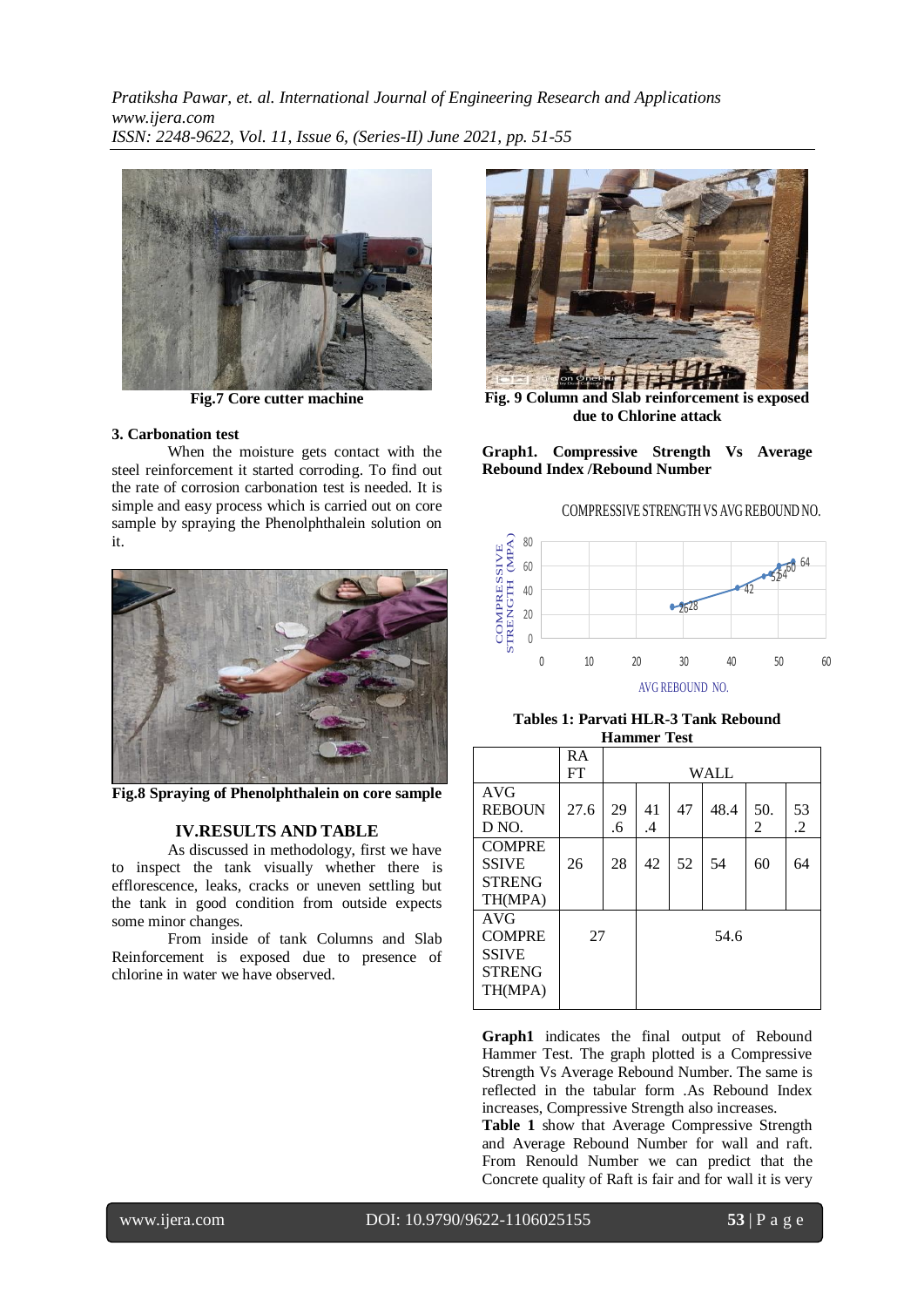Fig.7 Core cutter machine

**3. Carbonation test**

When the moisture gets contact with the steel reinforcement it started corroding. To find out the rate of corrosion carbonation test is needed. It is simple and easy process which is carried out on core sample by spraying the Phenolphthalein solution on it.

Fig.8 Spraying of Phenolphthalein on core sample

## IV.RESULTS AND TABLE

As discussed in methodology, first we have to inspect the tank visually whether there is efflorescence, leaks, cracks or uneven settling but the tank in good condition from outside expects some minor changes.

From inside of tank Columns and Slab Reinforcement is exposed due to presence of chlorine in water we have observed.

Fig. 9 Column and Slab reinforcement is exposed due to Chlorine attack

**Graph1. Compressive Strength Vs Average Rebound Index /Rebound Number**

COMPRESSIVE STRENGTH VS AVG REBOUND NO.

**Tables 1: Parvati HLR-3 Tank Rebound Hammer Test**

| | RAFT | WALL | | | | | |
|---|---|---|---|---|---|---|---|
| AVG REBOUND NO. | 27.6 | 29.6 | 41.4 | 47 | 48.4 | 50.2 | 53.2 |
| COMPRESSIVE STRENGTH(MPA) | 26 | 28 | 42 | 52 | 54 | 60 | 64 |
| AVG COMPRESSIVE STRENGTH(MPA) | 27 | | 54.6 | | | | |

**Graph1** indicates the final output of Rebound Hammer Test. The graph plotted is a Compressive Strength Vs Average Rebound Number. The same is reflected in the tabular form .As Rebound Index increases, Compressive Strength also increases.

**Table 1** show that Average Compressive Strength and Average Rebound Number for wall and raft. From Renould Number we can predict that the Concrete quality of Raft is fair and for wall it is very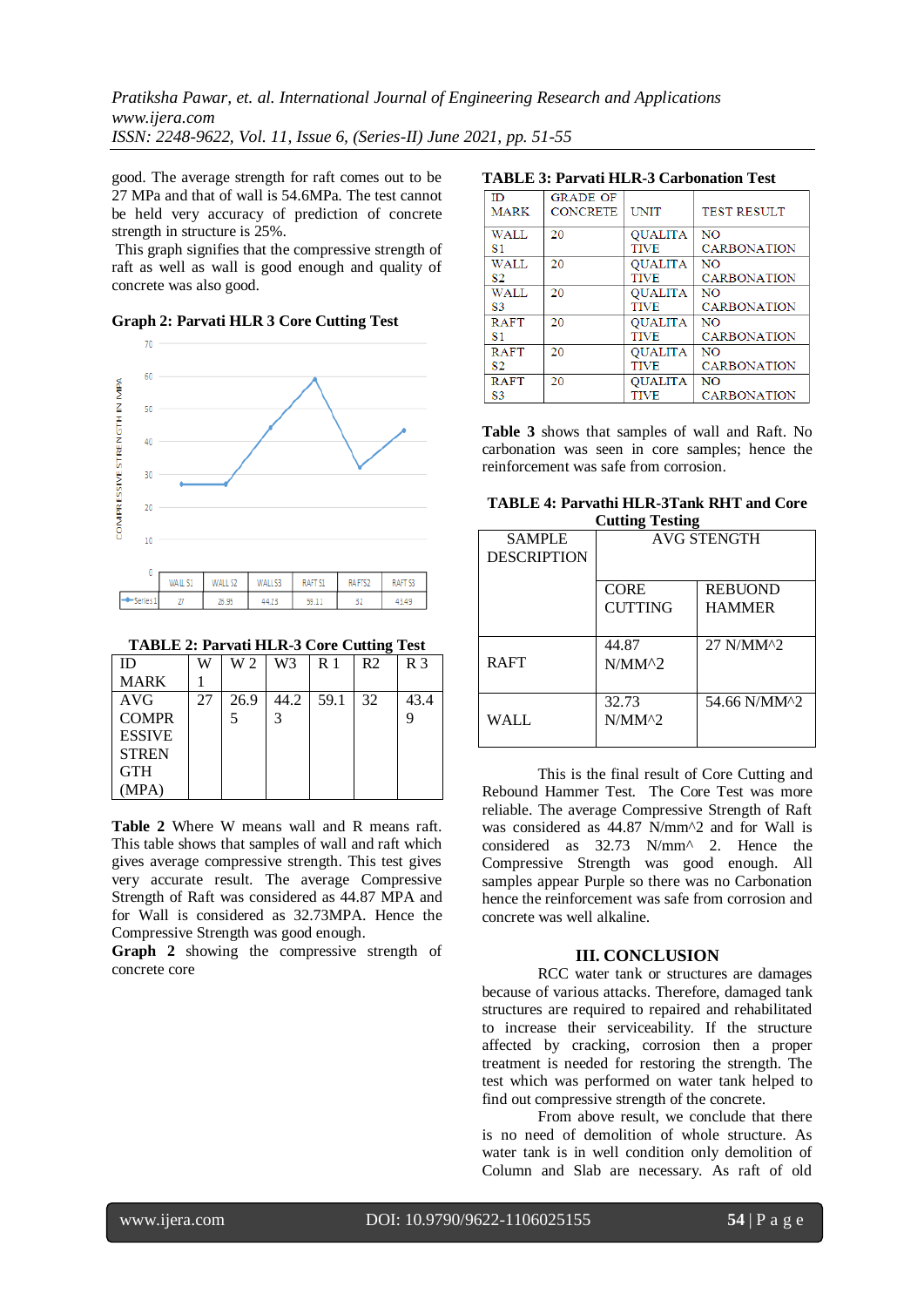good. The average strength for raft comes out to be 27 MPa and that of wall is 54.6MPa. The test cannot be held very accuracy of prediction of concrete strength in structure is 25%.

This graph signifies that the compressive strength of raft as well as wall is good enough and quality of concrete was also good.

**Graph 2: Parvati HLR 3 Core Cutting Test**

| | WALL S1 | WALL S2 | WALL S3 | RAFT S1 | RAFT S2 | RAFT S3 |
|---|---|---|---|---|---|---|
| Series1 | 27 | 26.95 | 44.23 | 59.11 | 31 | 43.49 |

COMPRESSIVE STRENGTH IN MPA

**TABLE 2: Parvati HLR-3 Core Cutting Test**

| ID MARK | W 1 | W 2 | W3 | R 1 | R2 | R 3 |
|---|---|---|---|---|---|---|
| AVG COMPRESSIVE STRENGTH (MPA) | 27 | 26.95 | 44.23 | 59.1 | 32 | 43.49 |

**Table 2** Where W means wall and R means raft. This table shows that samples of wall and raft which gives average compressive strength. This test gives very accurate result. The average Compressive Strength of Raft was considered as 44.87 MPA and for Wall is considered as 32.73MPA. Hence the Compressive Strength was good enough.

**Graph 2** showing the compressive strength of concrete core

**TABLE 3: Parvati HLR-3 Carbonation Test**

| ID MARK | GRADE OF CONCRETE | UNIT | TEST RESULT |
|---|---|---|---|
| WALL S1 | 20 | QUALITATIVE | NO CARBONATION |
| WALL S2 | 20 | QUALITATIVE | NO CARBONATION |
| WALL S3 | 20 | QUALITATIVE | NO CARBONATION |
| RAFT S1 | 20 | QUALITATIVE | NO CARBONATION |
| RAFT S2 | 20 | QUALITATIVE | NO CARBONATION |
| RAFT S3 | 20 | QUALITATIVE | NO CARBONATION |

**Table 3** shows that samples of wall and Raft. No carbonation was seen in core samples; hence the reinforcement was safe from corrosion.

**TABLE 4: Parvathi HLR-3Tank RHT and Core Cutting Testing**

| SAMPLE DESCRIPTION | AVG STENGTH | |
|---|---|---|
| | CORE CUTTING | REBOUND HAMMER |
| RAFT | 44.87 N/MM^2 | 27 N/MM^2 |
| WALL | 32.73 N/MM^2 | 54.66 N/MM^2 |

This is the final result of Core Cutting and Rebound Hammer Test. The Core Test was more reliable. The average Compressive Strength of Raft was considered as 44.87 N/mm^2 and for Wall is considered as 32.73 N/mm^ 2. Hence the Compressive Strength was good enough. All samples appear Purple so there was no Carbonation hence the reinforcement was safe from corrosion and concrete was well alkaline.

## III. CONCLUSION

RCC water tank or structures are damages because of various attacks. Therefore, damaged tank structures are required to repaired and rehabilitated to increase their serviceability. If the structure affected by cracking, corrosion then a proper treatment is needed for restoring the strength. The test which was performed on water tank helped to find out compressive strength of the concrete.

From above result, we conclude that there is no need of demolition of whole structure. As water tank is in well condition only demolition of Column and Slab are necessary. As raft of old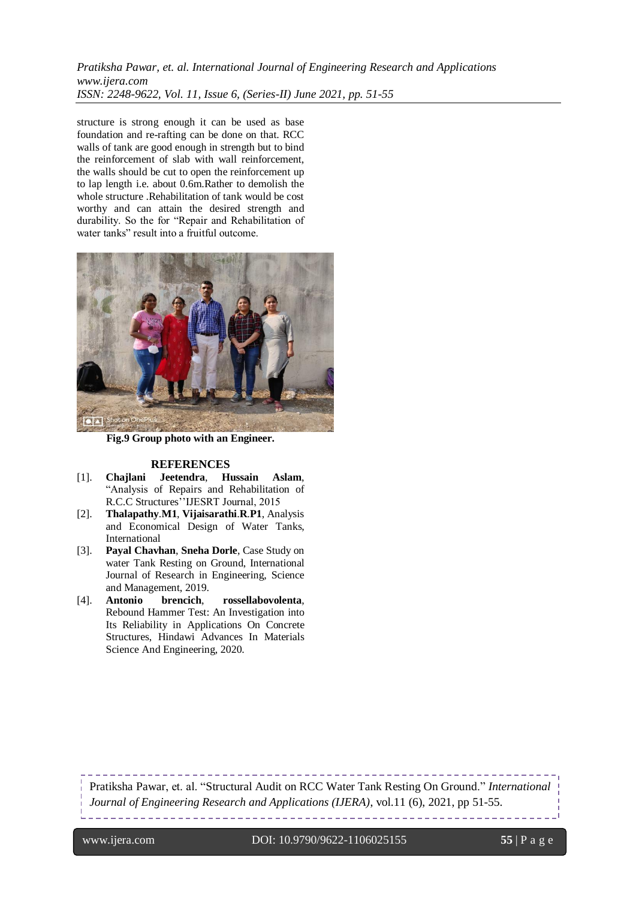structure is strong enough it can be used as base foundation and re-rafting can be done on that. RCC walls of tank are good enough in strength but to bind the reinforcement of slab with wall reinforcement, the walls should be cut to open the reinforcement up to lap length i.e. about 0.6m.Rather to demolish the whole structure .Rehabilitation of tank would be cost worthy and can attain the desired strength and durability. So the for "Repair and Rehabilitation of water tanks" result into a fruitful outcome.

**Fig.9 Group photo with an Engineer.**

## REFERENCES

[1]. **Chajlani Jeetendra**, **Hussain Aslam**, "Analysis of Repairs and Rehabilitation of R.C.C Structures''IJESRT Journal, 2015

[2]. **Thalapathy**.**M1**, **Vijaisarathi**.**R**.**P1**, Analysis and Economical Design of Water Tanks, International

[3]. **Payal Chavhan**, **Sneha Dorle**, Case Study on water Tank Resting on Ground, International Journal of Research in Engineering, Science and Management, 2019.

[4]. **Antonio brencich**, **rossellabovolenta**, Rebound Hammer Test: An Investigation into Its Reliability in Applications On Concrete Structures, Hindawi Advances In Materials Science And Engineering, 2020.

Pratiksha Pawar, et. al. "Structural Audit on RCC Water Tank Resting On Ground." *International Journal of Engineering Research and Applications (IJERA)*, vol.11 (6), 2021, pp 51-55.